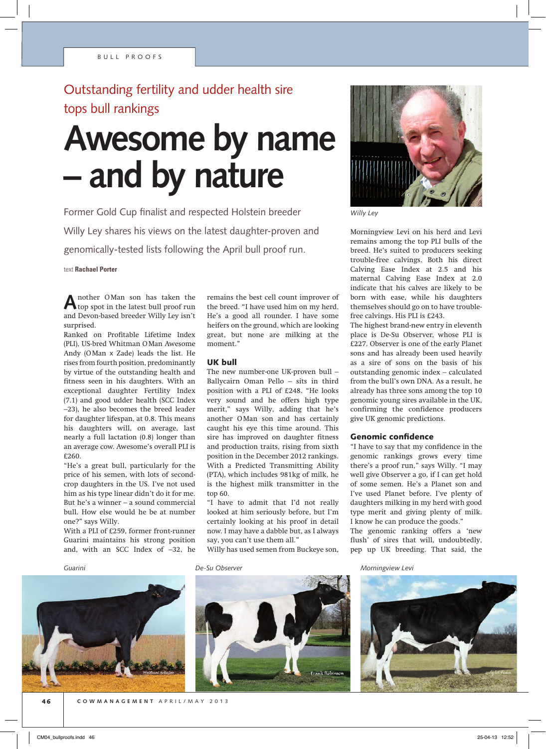Outstanding fertility and udder health sire tops bull rankings

# Awesome by name – and by nature

Former Gold Cup finalist and respected Holstein breeder Willy Ley shares his views on the latest daughter-proven and genomically-tested lists following the April bull proof run.

text **Rachael Porter**

Another O Man son has taken the top spot in the latest bull proof run and Devon-based breeder Willy Ley isn't surprised.

Ranked on Profitable Lifetime Index (PLI), US-bred Whitman O Man Awesome Andy (O Man x Zade) leads the list. He rises from fourth position, predominantly by virtue of the outstanding health and fitness seen in his daughters. With an exceptional daughter Fertility Index (7.1) and good udder health (SCC Index –23), he also becomes the breed leader for daughter lifespan, at 0.8. This means his daughters will, on average, last nearly a full lactation (0.8) longer than an average cow. Awesome's overall PLI is £260.

"He's a great bull, particularly for the price of his semen, with lots of second-crop daughters in the US. I've not used him as his type linear didn't do it for me. But he's a winner – a sound commercial bull. How else would he be at number one?" says Willy.

With a PLI of £259, former front-runner Guarini maintains his strong position and, with an SCC Index of –32, he remains the best cell count improver of the breed. "I have used him on my herd. He's a good all rounder. I have some heifers on the ground, which are looking great, but none are milking at the moment."

### UK bull

The new number-one UK-proven bull – Ballycairn Oman Pello – sits in third position with a PLI of £248. "He looks very sound and he offers high type merit," says Willy, adding that he's another O Man son and has certainly caught his eye this time around. This sire has improved on daughter fitness and production traits, rising from sixth position in the December 2012 rankings. With a Predicted Transmitting Ability (PTA), which includes 981kg of milk, he is the highest milk transmitter in the top 60.

"I have to admit that I'd not really looked at him seriously before, but I'm certainly looking at his proof in detail now. I may have a dabble but, as I always say, you can't use them all."

Willy has used semen from Buckeye son, Morningview Levi on his herd and Levi remains among the top PLI bulls of the breed. He's suited to producers seeking trouble-free calvings. Both his direct Calving Ease Index at 2.5 and his maternal Calving Ease Index at 2.0 indicate that his calves are likely to be born with ease, while his daughters themselves should go on to have trouble-free calvings. His PLI is £243.

The highest brand-new entry in eleventh place is De-Su Observer, whose PLI is £227. Observer is one of the early Planet sons and has already been used heavily as a sire of sons on the basis of his outstanding genomic index – calculated from the bull's own DNA. As a result, he already has three sons among the top 10 genomic young sires available in the UK, confirming the confidence producers give UK genomic predictions.

### Genomic confidence

"I have to say that my confidence in the genomic rankings grows every time there's a proof run," says Willy. "I may well give Observer a go, if I can get hold of some semen. He's a Planet son and I've used Planet before. I've plenty of daughters milking in my herd with good type merit and giving plenty of milk. I know he can produce the goods."

The genomic ranking offers a 'new flush' of sires that will, undoubtedly, pep up UK breeding. That said, the

*Willy Ley*

*Guarini*

*De-Su Observer*

*Morningview Levi*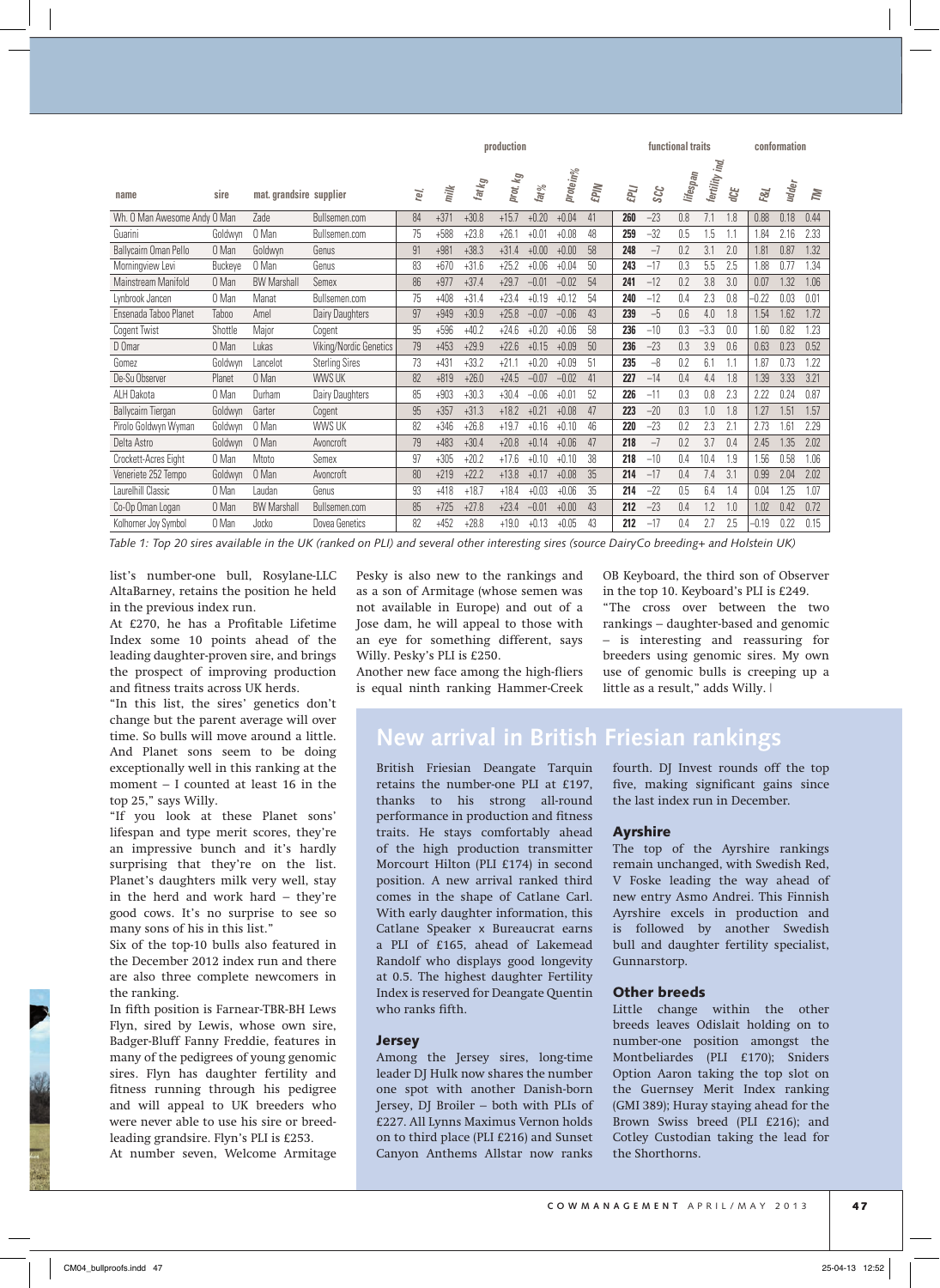| name | sire | mat. grandsire | supplier | production | | | | | | | | functional traits | | | | | conformation | | |
|---|---|---|---|---|---|---|---|---|---|---|---|---|---|---|---|---|---|---|---|
| | | | | rel. | milk | fat kg | prot. kg | fat% | protein% | £PIN | £PLI | SCC | lifespan | fertility ind. | dCE | F&L | udder | TM |
| Wh. O Man Awesome Andy | O Man | Zade | Bullsemen.com | 84 | +371 | +30.8 | +15.7 | +0.20 | +0.04 | 41 | 260 | −23 | 0.8 | 7.1 | 1.8 | 0.88 | 0.18 | 0.44 |
| Guarini | Goldwyn | O Man | Bullsemen.com | 75 | +588 | +23.8 | +26.1 | +0.01 | +0.08 | 48 | 259 | −32 | 0.5 | 1.5 | 1.1 | 1.84 | 2.16 | 2.33 |
| Ballycairn Oman Pello | O Man | Goldwyn | Genus | 91 | +981 | +38.3 | +31.4 | +0.00 | +0.00 | 58 | 248 | −7 | 0.2 | 3.1 | 2.0 | 1.81 | 0.87 | 1.32 |
| Morningview Levi | Buckeye | O Man | Genus | 83 | +670 | +31.6 | +25.2 | +0.06 | +0.04 | 50 | 243 | −17 | 0.3 | 5.5 | 2.5 | 1.88 | 0.77 | 1.34 |
| Mainstream Manifold | O Man | BW Marshall | Semex | 86 | +977 | +37.4 | +29.7 | −0.01 | −0.02 | 54 | 241 | −12 | 0.2 | 3.8 | 3.0 | 0.07 | 1.32 | 1.06 |
| Lynbrook Jancen | O Man | Manat | Bullsemen.com | 75 | +408 | +31.4 | +23.4 | +0.19 | +0.12 | 54 | 240 | −12 | 0.4 | 2.3 | 0.8 | −0.22 | 0.03 | 0.01 |
| Ensenada Taboo Planet | Taboo | Amel | Dairy Daughters | 97 | +949 | +30.9 | +25.8 | −0.07 | −0.06 | 43 | 239 | −5 | 0.6 | 4.0 | 1.8 | 1.54 | 1.62 | 1.72 |
| Cogent Twist | Shottle | Major | Cogent | 95 | +596 | +40.2 | +24.6 | +0.20 | +0.06 | 58 | 236 | −10 | 0.3 | −3.3 | 0.0 | 1.60 | 0.82 | 1.23 |
| D Omar | O Man | Lukas | Viking/Nordic Genetics | 79 | +453 | +29.9 | +22.6 | +0.15 | +0.09 | 50 | 236 | −23 | 0.3 | 3.9 | 0.6 | 0.63 | 0.23 | 0.52 |
| Gomez | Goldwyn | Lancelot | Sterling Sires | 73 | +431 | +33.2 | +21.1 | +0.20 | +0.09 | 51 | 235 | −8 | 0.2 | 6.1 | 1.1 | 1.87 | 0.73 | 1.22 |
| De-Su Observer | Planet | O Man | WWS UK | 82 | +819 | +26.0 | +24.5 | −0.07 | −0.02 | 41 | 227 | −14 | 0.4 | 4.4 | 1.8 | 1.39 | 3.33 | 3.21 |
| ALH Dakota | O Man | Durham | Dairy Daughters | 85 | +903 | +30.3 | +30.4 | −0.06 | +0.01 | 52 | 226 | −11 | 0.3 | 0.8 | 2.3 | 2.22 | 0.24 | 0.87 |
| Ballycairn Tiergan | Goldwyn | Garter | Cogent | 95 | +357 | +31.3 | +18.2 | +0.21 | +0.08 | 47 | 223 | −20 | 0.3 | 1.0 | 1.8 | 1.27 | 1.51 | 1.57 |
| Pirolo Goldwyn Wyman | Goldwyn | O Man | WWS UK | 82 | +346 | +26.8 | +19.7 | +0.16 | +0.10 | 46 | 220 | −23 | 0.2 | 2.3 | 2.1 | 2.73 | 1.61 | 2.29 |
| Delta Astro | Goldwyn | O Man | Avoncroft | 79 | +483 | +30.4 | +20.8 | +0.14 | +0.06 | 47 | 218 | −7 | 0.2 | 3.7 | 0.4 | 2.45 | 1.35 | 2.02 |
| Crockett-Acres Eight | O Man | Mtoto | Semex | 97 | +305 | +20.2 | +17.6 | +0.10 | +0.10 | 38 | 218 | −10 | 0.4 | 10.4 | 1.9 | 1.56 | 0.58 | 1.06 |
| Veneriete 252 Tempo | Goldwyn | O Man | Avoncroft | 80 | +219 | +22.2 | +13.8 | +0.17 | +0.08 | 35 | 214 | −17 | 0.4 | 7.4 | 3.1 | 0.99 | 2.04 | 2.02 |
| Laurelhill Classic | O Man | Laudan | Genus | 93 | +418 | +18.7 | +18.4 | +0.03 | +0.06 | 35 | 214 | −22 | 0.5 | 6.4 | 1.4 | 0.04 | 1.25 | 1.07 |
| Co-Op Oman Logan | O Man | BW Marshall | Bullsemen.com | 85 | +725 | +27.8 | +23.4 | −0.01 | +0.00 | 43 | 212 | −23 | 0.4 | 1.2 | 1.0 | 1.02 | 0.42 | 0.72 |
| Kolhorner Joy Symbol | O Man | Jocko | Dovea Genetics | 82 | +452 | +28.8 | +19.0 | +0.13 | +0.05 | 43 | 212 | −17 | 0.4 | 2.7 | 2.5 | −0.19 | 0.22 | 0.15 |

*Table 1: Top 20 sires available in the UK (ranked on PLI) and several other interesting sires (source DairyCo breeding+ and Holstein UK)*

list's number-one bull, Rosylane-LLC AltaBarney, retains the position he held in the previous index run.

At £270, he has a Profitable Lifetime Index some 10 points ahead of the leading daughter-proven sire, and brings the prospect of improving production and fitness traits across UK herds.

"In this list, the sires' genetics don't change but the parent average will over time. So bulls will move around a little. And Planet sons seem to be doing exceptionally well in this ranking at the moment – I counted at least 16 in the top 25," says Willy.

"If you look at these Planet sons' lifespan and type merit scores, they're an impressive bunch and it's hardly surprising that they're on the list. Planet's daughters milk very well, stay in the herd and work hard – they're good cows. It's no surprise to see so many sons of his in this list."

Six of the top-10 bulls also featured in the December 2012 index run and there are also three complete newcomers in the ranking.

In fifth position is Farnear-TBR-BH Lews Flyn, sired by Lewis, whose own sire, Badger-Bluff Fanny Freddie, features in many of the pedigrees of young genomic sires. Flyn has daughter fertility and fitness running through his pedigree and will appeal to UK breeders who were never able to use his sire or breed-leading grandsire. Flyn's PLI is £253.

At number seven, Welcome Armitage Pesky is also new to the rankings and as a son of Armitage (whose semen was not available in Europe) and out of a Jose dam, he will appeal to those with an eye for something different, says Willy. Pesky's PLI is £250.

Another new face among the high-fliers is equal ninth ranking Hammer-Creek OB Keyboard, the third son of Observer in the top 10. Keyboard's PLI is £249.

"The cross over between the two rankings – daughter-based and genomic – is interesting and reassuring for breeders using genomic sires. My own use of genomic bulls is creeping up a little as a result," adds Willy.

## New arrival in British Friesian rankings

British Friesian Deangate Tarquin retains the number-one PLI at £197, thanks to his strong all-round performance in production and fitness traits. He stays comfortably ahead of the high production transmitter Morcourt Hilton (PLI £174) in second position. A new arrival ranked third comes in the shape of Catlane Carl. With early daughter information, this Catlane Speaker x Bureaucrat earns a PLI of £165, ahead of Lakemead Randolf who displays good longevity at 0.5. The highest daughter Fertility Index is reserved for Deangate Quentin who ranks fifth.

### Jersey

Among the Jersey sires, long-time leader DJ Hulk now shares the number one spot with another Danish-born Jersey, DJ Broiler – both with PLIs of £227. All Lynns Maximus Vernon holds on to third place (PLI £216) and Sunset Canyon Anthems Allstar now ranks fourth. DJ Invest rounds off the top five, making significant gains since the last index run in December.

### Ayrshire

The top of the Ayrshire rankings remain unchanged, with Swedish Red, V Foske leading the way ahead of new entry Asmo Andrei. This Finnish Ayrshire excels in production and is followed by another Swedish bull and daughter fertility specialist, Gunnarstorp.

### Other breeds

Little change within the other breeds leaves Odislait holding on to number-one position amongst the Montbeliardes (PLI £170); Sniders Option Aaron taking the top slot on the Guernsey Merit Index ranking (GMI 389); Huray staying ahead for the Brown Swiss breed (PLI £216); and Cotley Custodian taking the lead for the Shorthorns.